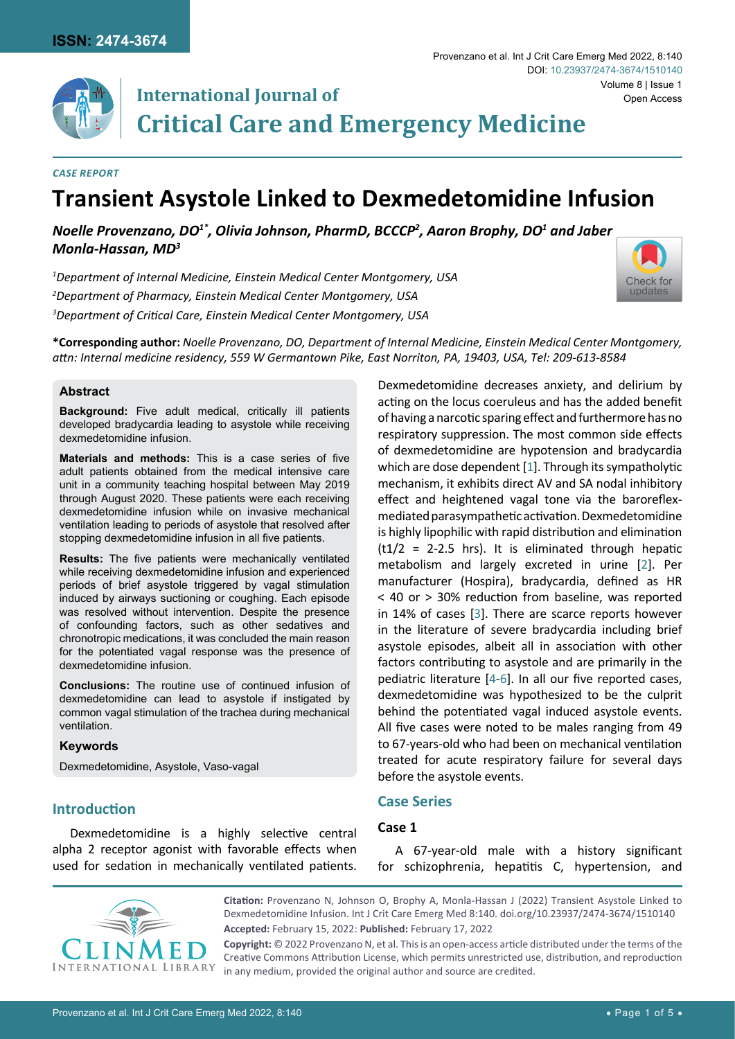ISSN: 2474-3674

International Journal of

# Critical Care and Emergency Medicine

DOI: 10.23937/2474-3674/1510140

Open Access

*CASE REPORT*

# Transient Asystole Linked to Dexmedetomidine Infusion

***Noelle Provenzano, DO[1*], Olivia Johnson, PharmD, BCCCP[2], Aaron Brophy, DO[1] and Jaber Monla-Hassan, MD[3]***

[1]*Department of Internal Medicine, Einstein Medical Center Montgomery, USA*

[2]*Department of Pharmacy, Einstein Medical Center Montgomery, USA*

[3]*Department of Critical Care, Einstein Medical Center Montgomery, USA*

**\*Corresponding author:** *Noelle Provenzano, DO, Department of Internal Medicine, Einstein Medical Center Montgomery, attn: Internal medicine residency, 559 W Germantown Pike, East Norriton, PA, 19403, USA, Tel: 209-613-8584*

### Abstract

**Background:** Five adult medical, critically ill patients developed bradycardia leading to asystole while receiving dexmedetomidine infusion.

**Materials and methods:** This is a case series of five adult patients obtained from the medical intensive care unit in a community teaching hospital between May 2019 through August 2020. These patients were each receiving dexmedetomidine infusion while on invasive mechanical ventilation leading to periods of asystole that resolved after stopping dexmedetomidine infusion in all five patients.

**Results:** The five patients were mechanically ventilated while receiving dexmedetomidine infusion and experienced periods of brief asystole triggered by vagal stimulation induced by airways suctioning or coughing. Each episode was resolved without intervention. Despite the presence of confounding factors, such as other sedatives and chronotropic medications, it was concluded the main reason for the potentiated vagal response was the presence of dexmedetomidine infusion.

**Conclusions:** The routine use of continued infusion of dexmedetomidine can lead to asystole if instigated by common vagal stimulation of the trachea during mechanical ventilation.

### Keywords

Dexmedetomidine, Asystole, Vaso-vagal

## Introduction

Dexmedetomidine is a highly selective central alpha 2 receptor agonist with favorable effects when used for sedation in mechanically ventilated patients. Dexmedetomidine decreases anxiety, and delirium by acting on the locus coeruleus and has the added benefit of having a narcotic sparing effect and furthermore has no respiratory suppression. The most common side effects of dexmedetomidine are hypotension and bradycardia which are dose dependent [1]. Through its sympatholytic mechanism, it exhibits direct AV and SA nodal inhibitory effect and heightened vagal tone via the baroreflex-mediated parasympathetic activation. Dexmedetomidine is highly lipophilic with rapid distribution and elimination ($t1/2$ = 2-2.5 hrs). It is eliminated through hepatic metabolism and largely excreted in urine [2]. Per manufacturer (Hospira), bradycardia, defined as HR < 40 or > 30% reduction from baseline, was reported in 14% of cases [3]. There are scarce reports however in the literature of severe bradycardia including brief asystole episodes, albeit all in association with other factors contributing to asystole and are primarily in the pediatric literature [4-6]. In all our five reported cases, dexmedetomidine was hypothesized to be the culprit behind the potentiated vagal induced asystole events. All five cases were noted to be males ranging from 49 to 67-years-old who had been on mechanical ventilation treated for acute respiratory failure for several days before the asystole events.

## Case Series

### Case 1

A 67-year-old male with a history significant for schizophrenia, hepatitis C, hypertension, and

**Citation:** Provenzano N, Johnson O, Brophy A, Monla-Hassan J (2022) Transient Asystole Linked to Dexmedetomidine Infusion. Int J Crit Care Emerg Med 8:140. doi.org/10.23937/2474-3674/1510140

**Accepted:** February 15, 2022: **Published:** February 17, 2022

**Copyright:** © 2022 Provenzano N, et al. This is an open-access article distributed under the terms of the Creative Commons Attribution License, which permits unrestricted use, distribution, and reproduction in any medium, provided the original author and source are credited.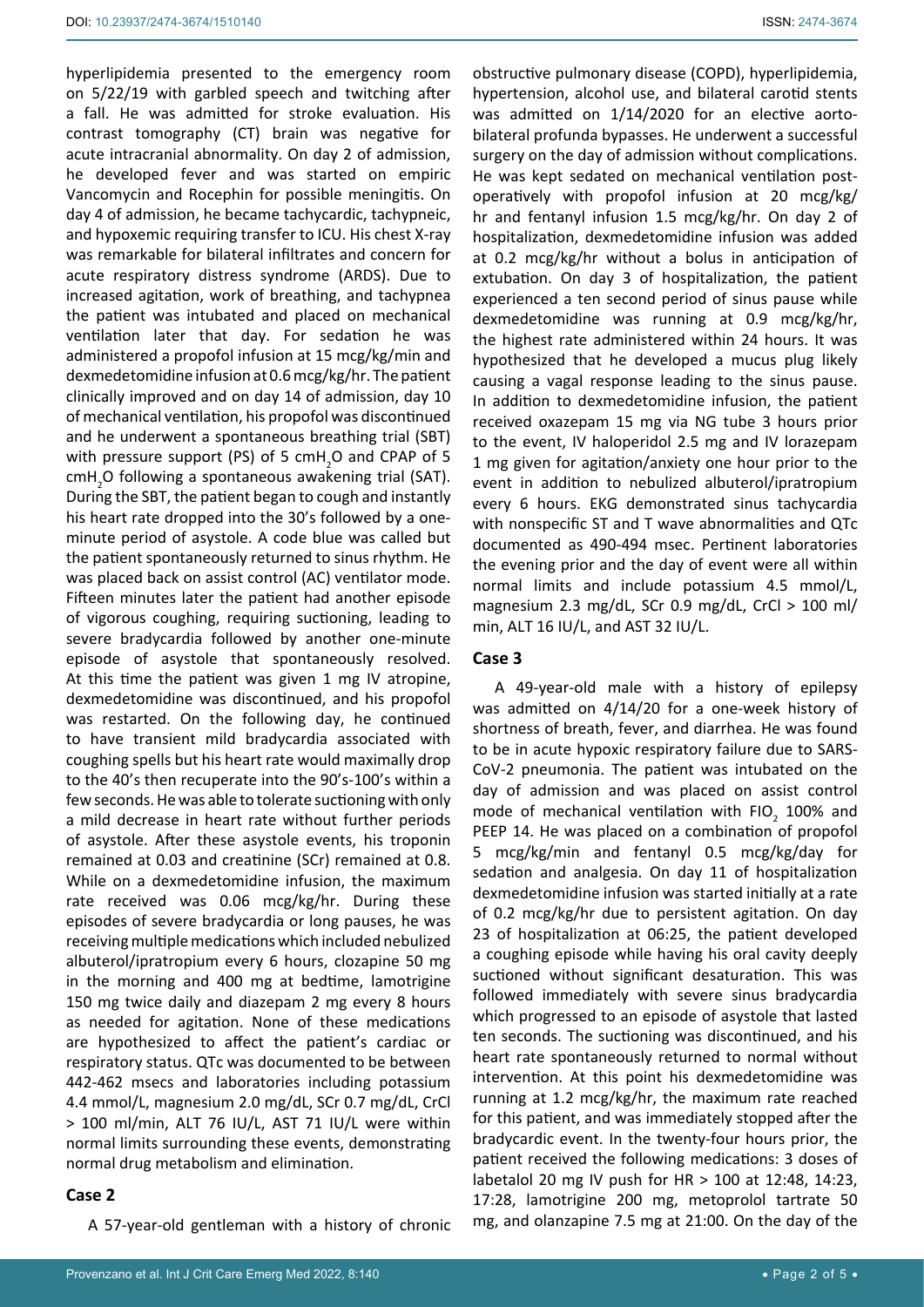hyperlipidemia presented to the emergency room on 5/22/19 with garbled speech and twitching after a fall. He was admitted for stroke evaluation. His contrast tomography (CT) brain was negative for acute intracranial abnormality. On day 2 of admission, he developed fever and was started on empiric Vancomycin and Rocephin for possible meningitis. On day 4 of admission, he became tachycardic, tachypneic, and hypoxemic requiring transfer to ICU. His chest X-ray was remarkable for bilateral infiltrates and concern for acute respiratory distress syndrome (ARDS). Due to increased agitation, work of breathing, and tachypnea the patient was intubated and placed on mechanical ventilation later that day. For sedation he was administered a propofol infusion at 15 mcg/kg/min and dexmedetomidine infusion at 0.6 mcg/kg/hr. The patient clinically improved and on day 14 of admission, day 10 of mechanical ventilation, his propofol was discontinued and he underwent a spontaneous breathing trial (SBT) with pressure support (PS) of 5 cm$H_2O$ and CPAP of 5 cm$H_2O$ following a spontaneous awakening trial (SAT). During the SBT, the patient began to cough and instantly his heart rate dropped into the 30's followed by a one-minute period of asystole. A code blue was called but the patient spontaneously returned to sinus rhythm. He was placed back on assist control (AC) ventilator mode. Fifteen minutes later the patient had another episode of vigorous coughing, requiring suctioning, leading to severe bradycardia followed by another one-minute episode of asystole that spontaneously resolved. At this time the patient was given 1 mg IV atropine, dexmedetomidine was discontinued, and his propofol was restarted. On the following day, he continued to have transient mild bradycardia associated with coughing spells but his heart rate would maximally drop to the 40's then recuperate into the 90's-100's within a few seconds. He was able to tolerate suctioning with only a mild decrease in heart rate without further periods of asystole. After these asystole events, his troponin remained at 0.03 and creatinine (SCr) remained at 0.8. While on a dexmedetomidine infusion, the maximum rate received was 0.06 mcg/kg/hr. During these episodes of severe bradycardia or long pauses, he was receiving multiple medications which included nebulized albuterol/ipratropium every 6 hours, clozapine 50 mg in the morning and 400 mg at bedtime, lamotrigine 150 mg twice daily and diazepam 2 mg every 8 hours as needed for agitation. None of these medications are hypothesized to affect the patient's cardiac or respiratory status. QTc was documented to be between 442-462 msecs and laboratories including potassium 4.4 mmol/L, magnesium 2.0 mg/dL, SCr 0.7 mg/dL, CrCl > 100 ml/min, ALT 76 IU/L, AST 71 IU/L were within normal limits surrounding these events, demonstrating normal drug metabolism and elimination.

### Case 2

A 57-year-old gentleman with a history of chronic obstructive pulmonary disease (COPD), hyperlipidemia, hypertension, alcohol use, and bilateral carotid stents was admitted on 1/14/2020 for an elective aorto-bilateral profunda bypasses. He underwent a successful surgery on the day of admission without complications. He was kept sedated on mechanical ventilation post-operatively with propofol infusion at 20 mcg/kg/hr and fentanyl infusion 1.5 mcg/kg/hr. On day 2 of hospitalization, dexmedetomidine infusion was added at 0.2 mcg/kg/hr without a bolus in anticipation of extubation. On day 3 of hospitalization, the patient experienced a ten second period of sinus pause while dexmedetomidine was running at 0.9 mcg/kg/hr, the highest rate administered within 24 hours. It was hypothesized that he developed a mucus plug likely causing a vagal response leading to the sinus pause. In addition to dexmedetomidine infusion, the patient received oxazepam 15 mg via NG tube 3 hours prior to the event, IV haloperidol 2.5 mg and IV lorazepam 1 mg given for agitation/anxiety one hour prior to the event in addition to nebulized albuterol/ipratropium every 6 hours. EKG demonstrated sinus tachycardia with nonspecific ST and T wave abnormalities and QTc documented as 490-494 msec. Pertinent laboratories the evening prior and the day of event were all within normal limits and include potassium 4.5 mmol/L, magnesium 2.3 mg/dL, SCr 0.9 mg/dL, CrCl > 100 ml/min, ALT 16 IU/L, and AST 32 IU/L.

### Case 3

A 49-year-old male with a history of epilepsy was admitted on 4/14/20 for a one-week history of shortness of breath, fever, and diarrhea. He was found to be in acute hypoxic respiratory failure due to SARS-CoV-2 pneumonia. The patient was intubated on the day of admission and was placed on assist control mode of mechanical ventilation with $FIO_2$ 100% and PEEP 14. He was placed on a combination of propofol 5 mcg/kg/min and fentanyl 0.5 mcg/kg/day for sedation and analgesia. On day 11 of hospitalization dexmedetomidine infusion was started initially at a rate of 0.2 mcg/kg/hr due to persistent agitation. On day 23 of hospitalization at 06:25, the patient developed a coughing episode while having his oral cavity deeply suctioned without significant desaturation. This was followed immediately with severe sinus bradycardia which progressed to an episode of asystole that lasted ten seconds. The suctioning was discontinued, and his heart rate spontaneously returned to normal without intervention. At this point his dexmedetomidine was running at 1.2 mcg/kg/hr, the maximum rate reached for this patient, and was immediately stopped after the bradycardic event. In the twenty-four hours prior, the patient received the following medications: 3 doses of labetalol 20 mg IV push for HR > 100 at 12:48, 14:23, 17:28, lamotrigine 200 mg, metoprolol tartrate 50 mg, and olanzapine 7.5 mg at 21:00. On the day of the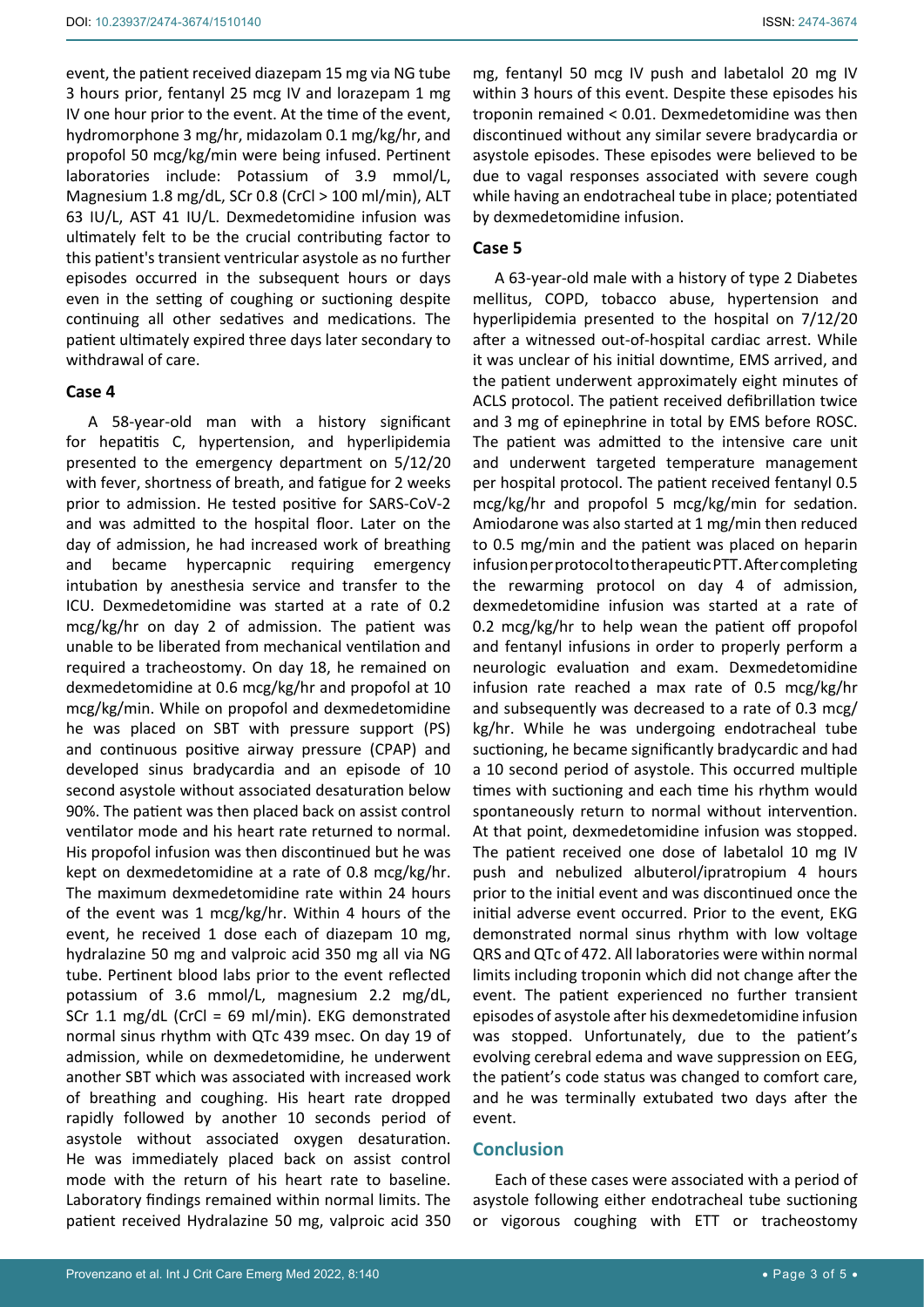event, the patient received diazepam 15 mg via NG tube 3 hours prior, fentanyl 25 mcg IV and lorazepam 1 mg IV one hour prior to the event. At the time of the event, hydromorphone 3 mg/hr, midazolam 0.1 mg/kg/hr, and propofol 50 mcg/kg/min were being infused. Pertinent laboratories include: Potassium of 3.9 mmol/L, Magnesium 1.8 mg/dL, SCr 0.8 (CrCl > 100 ml/min), ALT 63 IU/L, AST 41 IU/L. Dexmedetomidine infusion was ultimately felt to be the crucial contributing factor to this patient's transient ventricular asystole as no further episodes occurred in the subsequent hours or days even in the setting of coughing or suctioning despite continuing all other sedatives and medications. The patient ultimately expired three days later secondary to withdrawal of care.

### Case 4

A 58-year-old man with a history significant for hepatitis C, hypertension, and hyperlipidemia presented to the emergency department on 5/12/20 with fever, shortness of breath, and fatigue for 2 weeks prior to admission. He tested positive for SARS-CoV-2 and was admitted to the hospital floor. Later on the day of admission, he had increased work of breathing and became hypercapnic requiring emergency intubation by anesthesia service and transfer to the ICU. Dexmedetomidine was started at a rate of 0.2 mcg/kg/hr on day 2 of admission. The patient was unable to be liberated from mechanical ventilation and required a tracheostomy. On day 18, he remained on dexmedetomidine at 0.6 mcg/kg/hr and propofol at 10 mcg/kg/min. While on propofol and dexmedetomidine he was placed on SBT with pressure support (PS) and continuous positive airway pressure (CPAP) and developed sinus bradycardia and an episode of 10 second asystole without associated desaturation below 90%. The patient was then placed back on assist control ventilator mode and his heart rate returned to normal. His propofol infusion was then discontinued but he was kept on dexmedetomidine at a rate of 0.8 mcg/kg/hr. The maximum dexmedetomidine rate within 24 hours of the event was 1 mcg/kg/hr. Within 4 hours of the event, he received 1 dose each of diazepam 10 mg, hydralazine 50 mg and valproic acid 350 mg all via NG tube. Pertinent blood labs prior to the event reflected potassium of 3.6 mmol/L, magnesium 2.2 mg/dL, SCr 1.1 mg/dL (CrCl = 69 ml/min). EKG demonstrated normal sinus rhythm with QTc 439 msec. On day 19 of admission, while on dexmedetomidine, he underwent another SBT which was associated with increased work of breathing and coughing. His heart rate dropped rapidly followed by another 10 seconds period of asystole without associated oxygen desaturation. He was immediately placed back on assist control mode with the return of his heart rate to baseline. Laboratory findings remained within normal limits. The patient received Hydralazine 50 mg, valproic acid 350 mg, fentanyl 50 mcg IV push and labetalol 20 mg IV within 3 hours of this event. Despite these episodes his troponin remained < 0.01. Dexmedetomidine was then discontinued without any similar severe bradycardia or asystole episodes. These episodes were believed to be due to vagal responses associated with severe cough while having an endotracheal tube in place; potentiated by dexmedetomidine infusion.

### Case 5

A 63-year-old male with a history of type 2 Diabetes mellitus, COPD, tobacco abuse, hypertension and hyperlipidemia presented to the hospital on 7/12/20 after a witnessed out-of-hospital cardiac arrest. While it was unclear of his initial downtime, EMS arrived, and the patient underwent approximately eight minutes of ACLS protocol. The patient received defibrillation twice and 3 mg of epinephrine in total by EMS before ROSC. The patient was admitted to the intensive care unit and underwent targeted temperature management per hospital protocol. The patient received fentanyl 0.5 mcg/kg/hr and propofol 5 mcg/kg/min for sedation. Amiodarone was also started at 1 mg/min then reduced to 0.5 mg/min and the patient was placed on heparin infusion per protocol to therapeutic PTT. After completing the rewarming protocol on day 4 of admission, dexmedetomidine infusion was started at a rate of 0.2 mcg/kg/hr to help wean the patient off propofol and fentanyl infusions in order to properly perform a neurologic evaluation and exam. Dexmedetomidine infusion rate reached a max rate of 0.5 mcg/kg/hr and subsequently was decreased to a rate of 0.3 mcg/kg/hr. While he was undergoing endotracheal tube suctioning, he became significantly bradycardic and had a 10 second period of asystole. This occurred multiple times with suctioning and each time his rhythm would spontaneously return to normal without intervention. At that point, dexmedetomidine infusion was stopped. The patient received one dose of labetalol 10 mg IV push and nebulized albuterol/ipratropium 4 hours prior to the initial event and was discontinued once the initial adverse event occurred. Prior to the event, EKG demonstrated normal sinus rhythm with low voltage QRS and QTc of 472. All laboratories were within normal limits including troponin which did not change after the event. The patient experienced no further transient episodes of asystole after his dexmedetomidine infusion was stopped. Unfortunately, due to the patient's evolving cerebral edema and wave suppression on EEG, the patient's code status was changed to comfort care, and he was terminally extubated two days after the event.

## Conclusion

Each of these cases were associated with a period of asystole following either endotracheal tube suctioning or vigorous coughing with ETT or tracheostomy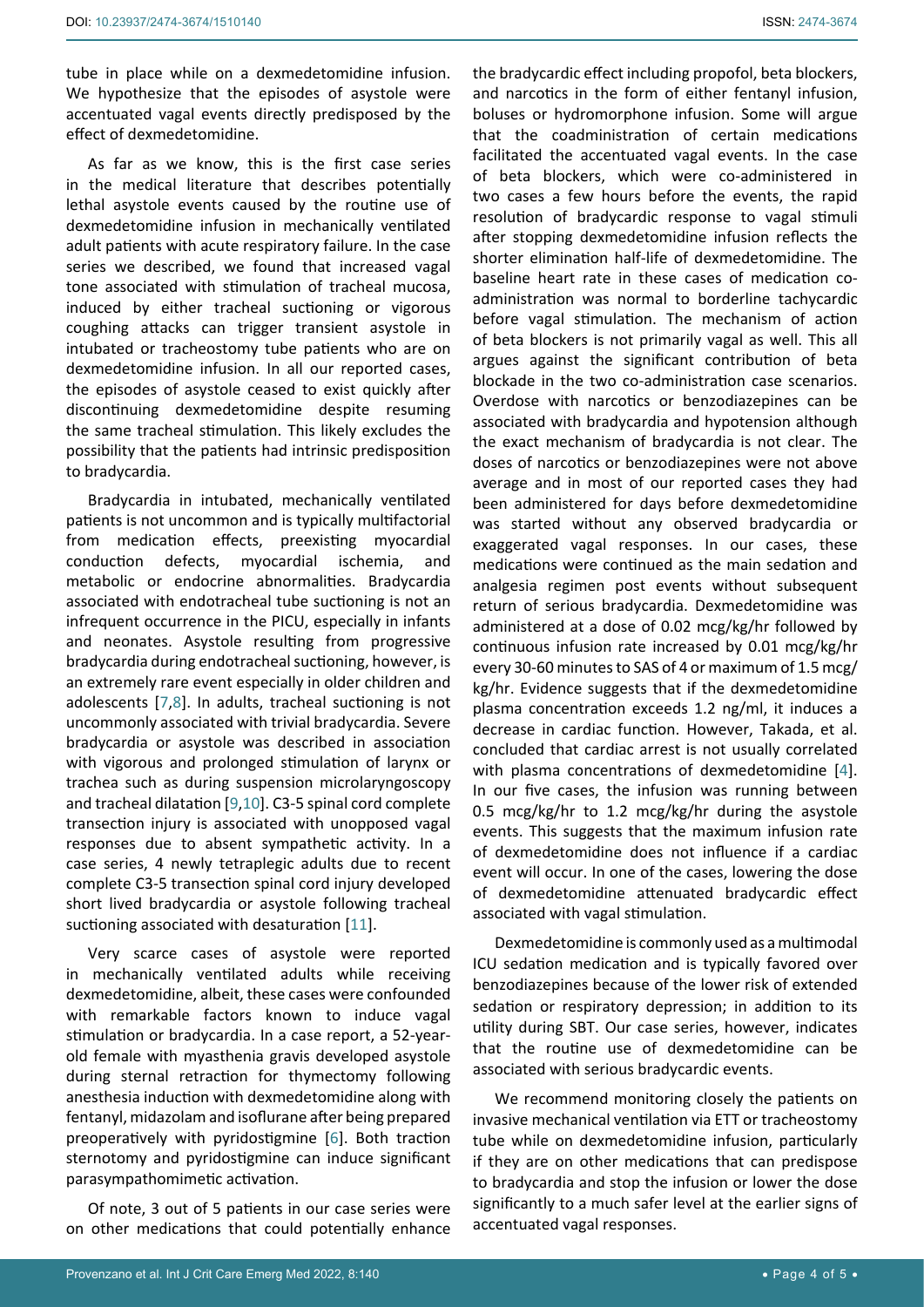tube in place while on a dexmedetomidine infusion. We hypothesize that the episodes of asystole were accentuated vagal events directly predisposed by the effect of dexmedetomidine.

As far as we know, this is the first case series in the medical literature that describes potentially lethal asystole events caused by the routine use of dexmedetomidine infusion in mechanically ventilated adult patients with acute respiratory failure. In the case series we described, we found that increased vagal tone associated with stimulation of tracheal mucosa, induced by either tracheal suctioning or vigorous coughing attacks can trigger transient asystole in intubated or tracheostomy tube patients who are on dexmedetomidine infusion. In all our reported cases, the episodes of asystole ceased to exist quickly after discontinuing dexmedetomidine despite resuming the same tracheal stimulation. This likely excludes the possibility that the patients had intrinsic predisposition to bradycardia.

Bradycardia in intubated, mechanically ventilated patients is not uncommon and is typically multifactorial from medication effects, preexisting myocardial conduction defects, myocardial ischemia, and metabolic or endocrine abnormalities. Bradycardia associated with endotracheal tube suctioning is not an infrequent occurrence in the PICU, especially in infants and neonates. Asystole resulting from progressive bradycardia during endotracheal suctioning, however, is an extremely rare event especially in older children and adolescents [7,8]. In adults, tracheal suctioning is not uncommonly associated with trivial bradycardia. Severe bradycardia or asystole was described in association with vigorous and prolonged stimulation of larynx or trachea such as during suspension microlaryngoscopy and tracheal dilatation [9,10]. C3-5 spinal cord complete transection injury is associated with unopposed vagal responses due to absent sympathetic activity. In a case series, 4 newly tetraplegic adults due to recent complete C3-5 transection spinal cord injury developed short lived bradycardia or asystole following tracheal suctioning associated with desaturation [11].

Very scarce cases of asystole were reported in mechanically ventilated adults while receiving dexmedetomidine, albeit, these cases were confounded with remarkable factors known to induce vagal stimulation or bradycardia. In a case report, a 52-year-old female with myasthenia gravis developed asystole during sternal retraction for thymectomy following anesthesia induction with dexmedetomidine along with fentanyl, midazolam and isoflurane after being prepared preoperatively with pyridostigmine [6]. Both traction sternotomy and pyridostigmine can induce significant parasympathomimetic activation.

Of note, 3 out of 5 patients in our case series were on other medications that could potentially enhance the bradycardic effect including propofol, beta blockers, and narcotics in the form of either fentanyl infusion, boluses or hydromorphone infusion. Some will argue that the coadministration of certain medications facilitated the accentuated vagal events. In the case of beta blockers, which were co-administered in two cases a few hours before the events, the rapid resolution of bradycardic response to vagal stimuli after stopping dexmedetomidine infusion reflects the shorter elimination half-life of dexmedetomidine. The baseline heart rate in these cases of medication co-administration was normal to borderline tachycardic before vagal stimulation. The mechanism of action of beta blockers is not primarily vagal as well. This all argues against the significant contribution of beta blockade in the two co-administration case scenarios. Overdose with narcotics or benzodiazepines can be associated with bradycardia and hypotension although the exact mechanism of bradycardia is not clear. The doses of narcotics or benzodiazepines were not above average and in most of our reported cases they had been administered for days before dexmedetomidine was started without any observed bradycardia or exaggerated vagal responses. In our cases, these medications were continued as the main sedation and analgesia regimen post events without subsequent return of serious bradycardia. Dexmedetomidine was administered at a dose of 0.02 mcg/kg/hr followed by continuous infusion rate increased by 0.01 mcg/kg/hr every 30-60 minutes to SAS of 4 or maximum of 1.5 mcg/kg/hr. Evidence suggests that if the dexmedetomidine plasma concentration exceeds 1.2 ng/ml, it induces a decrease in cardiac function. However, Takada, et al. concluded that cardiac arrest is not usually correlated with plasma concentrations of dexmedetomidine [4]. In our five cases, the infusion was running between 0.5 mcg/kg/hr to 1.2 mcg/kg/hr during the asystole events. This suggests that the maximum infusion rate of dexmedetomidine does not influence if a cardiac event will occur. In one of the cases, lowering the dose of dexmedetomidine attenuated bradycardic effect associated with vagal stimulation.

Dexmedetomidine is commonly used as a multimodal ICU sedation medication and is typically favored over benzodiazepines because of the lower risk of extended sedation or respiratory depression; in addition to its utility during SBT. Our case series, however, indicates that the routine use of dexmedetomidine can be associated with serious bradycardic events.

We recommend monitoring closely the patients on invasive mechanical ventilation via ETT or tracheostomy tube while on dexmedetomidine infusion, particularly if they are on other medications that can predispose to bradycardia and stop the infusion or lower the dose significantly to a much safer level at the earlier signs of accentuated vagal responses.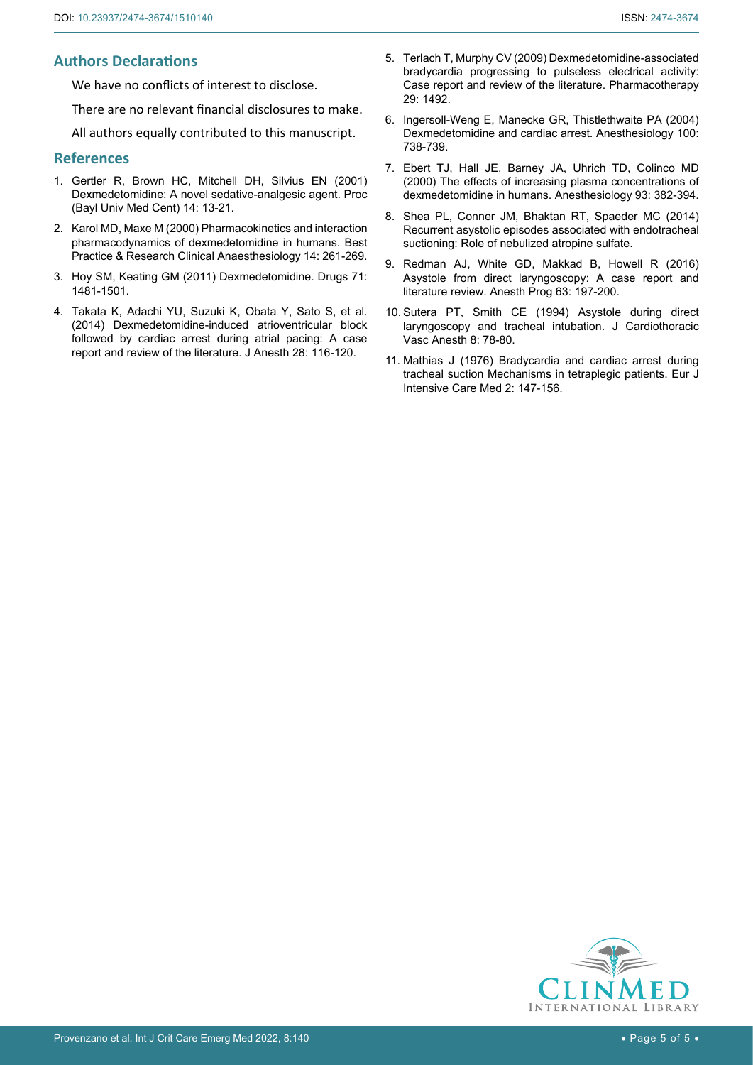## Authors Declarations

We have no conflicts of interest to disclose.

There are no relevant financial disclosures to make.

All authors equally contributed to this manuscript.

## References

1. Gertler R, Brown HC, Mitchell DH, Silvius EN (2001) Dexmedetomidine: A novel sedative-analgesic agent. Proc (Bayl Univ Med Cent) 14: 13-21.
2. Karol MD, Maxe M (2000) Pharmacokinetics and interaction pharmacodynamics of dexmedetomidine in humans. Best Practice & Research Clinical Anaesthesiology 14: 261-269.
3. Hoy SM, Keating GM (2011) Dexmedetomidine. Drugs 71: 1481-1501.
4. Takata K, Adachi YU, Suzuki K, Obata Y, Sato S, et al. (2014) Dexmedetomidine-induced atrioventricular block followed by cardiac arrest during atrial pacing: A case report and review of the literature. J Anesth 28: 116-120.
5. Terlach T, Murphy CV (2009) Dexmedetomidine-associated bradycardia progressing to pulseless electrical activity: Case report and review of the literature. Pharmacotherapy 29: 1492.
6. Ingersoll-Weng E, Manecke GR, Thistlethwaite PA (2004) Dexmedetomidine and cardiac arrest. Anesthesiology 100: 738-739.
7. Ebert TJ, Hall JE, Barney JA, Uhrich TD, Colinco MD (2000) The effects of increasing plasma concentrations of dexmedetomidine in humans. Anesthesiology 93: 382-394.
8. Shea PL, Conner JM, Bhaktan RT, Spaeder MC (2014) Recurrent asystolic episodes associated with endotracheal suctioning: Role of nebulized atropine sulfate.
9. Redman AJ, White GD, Makkad B, Howell R (2016) Asystole from direct laryngoscopy: A case report and literature review. Anesth Prog 63: 197-200.
10. Sutera PT, Smith CE (1994) Asystole during direct laryngoscopy and tracheal intubation. J Cardiothoracic Vasc Anesth 8: 78-80.
11. Mathias J (1976) Bradycardia and cardiac arrest during tracheal suction Mechanisms in tetraplegic patients. Eur J Intensive Care Med 2: 147-156.